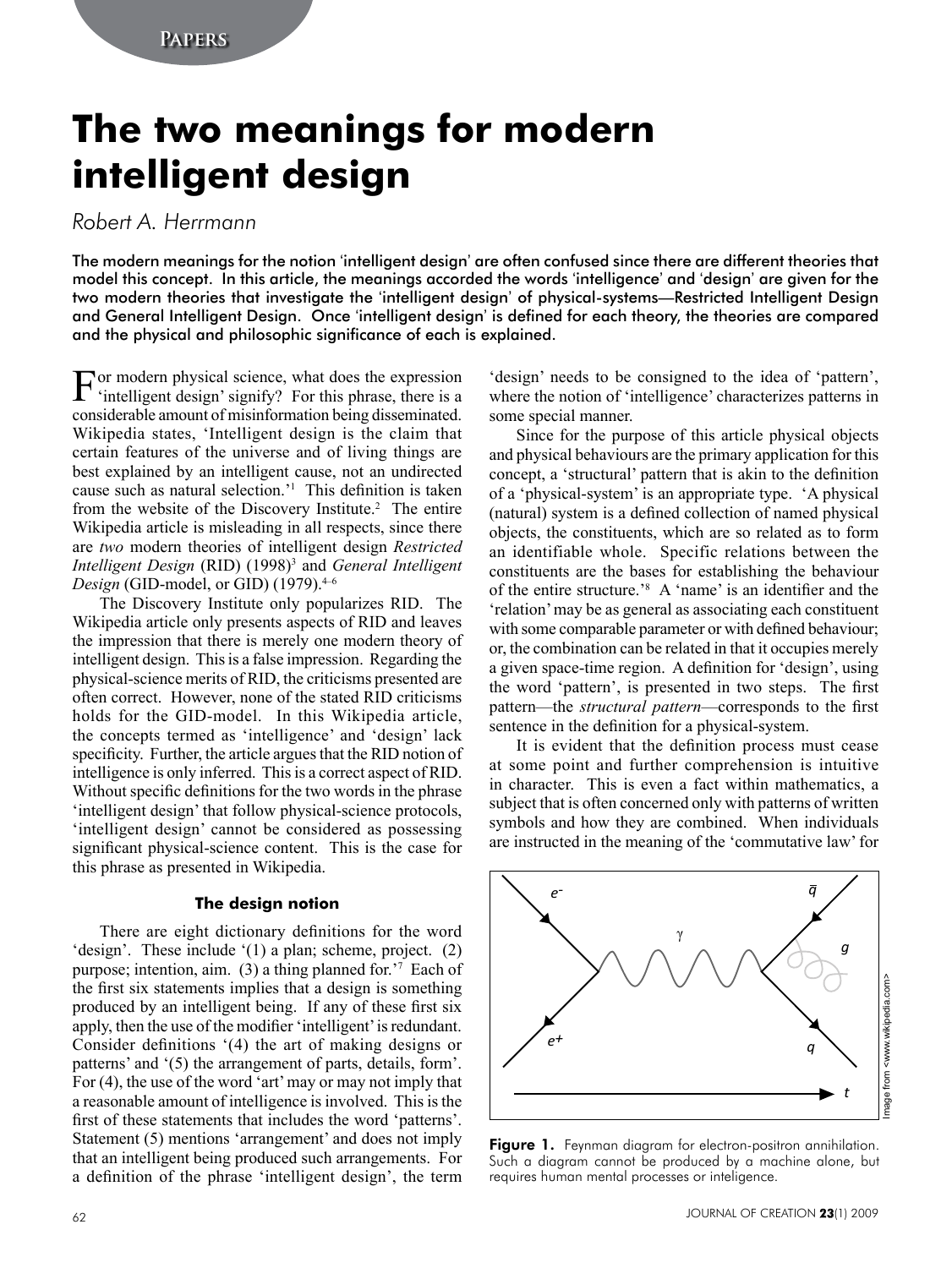# The two meanings for modern intelligent design

*Robert A. Herrmann*

The modern meanings for the notion 'intelligent design' are often confused since there are different theories that model this concept. In this article, the meanings accorded the words 'intelligence' and 'design' are given for the two modern theories that investigate the 'intelligent design' of physical-systems—Restricted Intelligent Design and General Intelligent Design. Once 'intelligent design' is defined for each theory, the theories are compared and the physical and philosophic significance of each is explained.

For modern physical science, what does the expression 'intelligent design' signify? For this phrase, there is a considerable amount of misinformation being disseminated. Wikipedia states, 'Intelligent design is the claim that certain features of the universe and of living things are best explained by an intelligent cause, not an undirected cause such as natural selection.'[1] This definition is taken from the website of the Discovery Institute.[2] The entire Wikipedia article is misleading in all respects, since there are *two* modern theories of intelligent design *Restricted Intelligent Design* (RID) (1998)[3] and *General Intelligent Design* (GID-model, or GID) (1979).[4–6]

The Discovery Institute only popularizes RID. The Wikipedia article only presents aspects of RID and leaves the impression that there is merely one modern theory of intelligent design. This is a false impression. Regarding the physical-science merits of RID, the criticisms presented are often correct. However, none of the stated RID criticisms holds for the GID-model. In this Wikipedia article, the concepts termed as 'intelligence' and 'design' lack specificity. Further, the article argues that the RID notion of intelligence is only inferred. This is a correct aspect of RID. Without specific definitions for the two words in the phrase 'intelligent design' that follow physical-science protocols, 'intelligent design' cannot be considered as possessing significant physical-science content. This is the case for this phrase as presented in Wikipedia.

### The design notion

There are eight dictionary definitions for the word 'design'. These include '(1) a plan; scheme, project. (2) purpose; intention, aim. (3) a thing planned for.'[7] Each of the first six statements implies that a design is something produced by an intelligent being. If any of these first six apply, then the use of the modifier 'intelligent' is redundant. Consider definitions '(4) the art of making designs or patterns' and '(5) the arrangement of parts, details, form'. For (4), the use of the word 'art' may or may not imply that a reasonable amount of intelligence is involved. This is the first of these statements that includes the word 'patterns'. Statement (5) mentions 'arrangement' and does not imply that an intelligent being produced such arrangements. For a definition of the phrase 'intelligent design', the term 'design' needs to be consigned to the idea of 'pattern', where the notion of 'intelligence' characterizes patterns in some special manner.

Since for the purpose of this article physical objects and physical behaviours are the primary application for this concept, a 'structural' pattern that is akin to the definition of a 'physical-system' is an appropriate type. 'A physical (natural) system is a defined collection of named physical objects, the constituents, which are so related as to form an identifiable whole. Specific relations between the constituents are the bases for establishing the behaviour of the entire structure.'[8] A 'name' is an identifier and the 'relation' may be as general as associating each constituent with some comparable parameter or with defined behaviour; or, the combination can be related in that it occupies merely a given space-time region. A definition for 'design', using the word 'pattern', is presented in two steps. The first pattern—the *structural pattern*—corresponds to the first sentence in the definition for a physical-system.

It is evident that the definition process must cease at some point and further comprehension is intuitive in character. This is even a fact within mathematics, a subject that is often concerned only with patterns of written symbols and how they are combined. When individuals are instructed in the meaning of the 'commutative law' for

**Figure 1.** Feynman diagram for electron-positron annihilation. Such a diagram cannot be produced by a machine alone, but requires human mental processes or inteligence.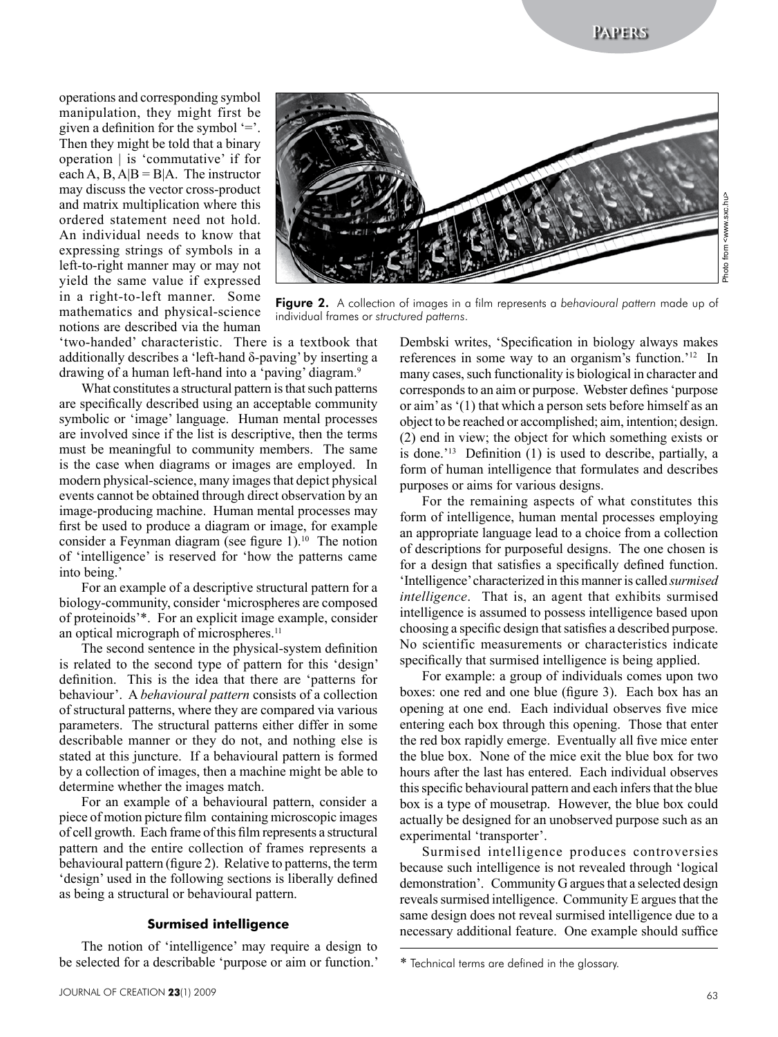operations and corresponding symbol manipulation, they might first be given a definition for the symbol '='. Then they might be told that a binary operation | is 'commutative' if for each A, B, A|B = B|A. The instructor may discuss the vector cross-product and matrix multiplication where this ordered statement need not hold. An individual needs to know that expressing strings of symbols in a left-to-right manner may or may not yield the same value if expressed in a right-to-left manner. Some mathematics and physical-science notions are described via the human 'two-handed' characteristic. There is a textbook that additionally describes a 'left-hand δ-paving' by inserting a drawing of a human left-hand into a 'paving' diagram.[9]

**Figure 2.** A collection of images in a film represents a *behavioural pattern* made up of individual frames or *structured patterns*.

What constitutes a structural pattern is that such patterns are specifically described using an acceptable community symbolic or 'image' language. Human mental processes are involved since if the list is descriptive, then the terms must be meaningful to community members. The same is the case when diagrams or images are employed. In modern physical-science, many images that depict physical events cannot be obtained through direct observation by an image-producing machine. Human mental processes may first be used to produce a diagram or image, for example consider a Feynman diagram (see figure 1).[10] The notion of 'intelligence' is reserved for 'how the patterns came into being.'

For an example of a descriptive structural pattern for a biology-community, consider 'microspheres are composed of proteinoids'*. For an explicit image example, consider an optical micrograph of microspheres.[11]

The second sentence in the physical-system definition is related to the second type of pattern for this 'design' definition. This is the idea that there are 'patterns for behaviour'. A *behavioural pattern* consists of a collection of structural patterns, where they are compared via various parameters. The structural patterns either differ in some describable manner or they do not, and nothing else is stated at this juncture. If a behavioural pattern is formed by a collection of images, then a machine might be able to determine whether the images match.

For an example of a behavioural pattern, consider a piece of motion picture film containing microscopic images of cell growth. Each frame of this film represents a structural pattern and the entire collection of frames represents a behavioural pattern (figure 2). Relative to patterns, the term 'design' used in the following sections is liberally defined as being a structural or behavioural pattern.

### Surmised intelligence

The notion of 'intelligence' may require a design to be selected for a describable 'purpose or aim or function.' Dembski writes, 'Specification in biology always makes references in some way to an organism's function.'[12] In many cases, such functionality is biological in character and corresponds to an aim or purpose. Webster defines 'purpose or aim' as '(1) that which a person sets before himself as an object to be reached or accomplished; aim, intention; design. (2) end in view; the object for which something exists or is done.'[13] Definition (1) is used to describe, partially, a form of human intelligence that formulates and describes purposes or aims for various designs.

For the remaining aspects of what constitutes this form of intelligence, human mental processes employing an appropriate language lead to a choice from a collection of descriptions for purposeful designs. The one chosen is for a design that satisfies a specifically defined function. 'Intelligence' characterized in this manner is called *surmised intelligence*. That is, an agent that exhibits surmised intelligence is assumed to possess intelligence based upon choosing a specific design that satisfies a described purpose. No scientific measurements or characteristics indicate specifically that surmised intelligence is being applied.

For example: a group of individuals comes upon two boxes: one red and one blue (figure 3). Each box has an opening at one end. Each individual observes five mice entering each box through this opening. Those that enter the red box rapidly emerge. Eventually all five mice enter the blue box. None of the mice exit the blue box for two hours after the last has entered. Each individual observes this specific behavioural pattern and each infers that the blue box is a type of mousetrap. However, the blue box could actually be designed for an unobserved purpose such as an experimental 'transporter'.

Surmised intelligence produces controversies because such intelligence is not revealed through 'logical demonstration'. Community G argues that a selected design reveals surmised intelligence. Community E argues that the same design does not reveal surmised intelligence due to a necessary additional feature. One example should suffice

\* Technical terms are defined in the glossary.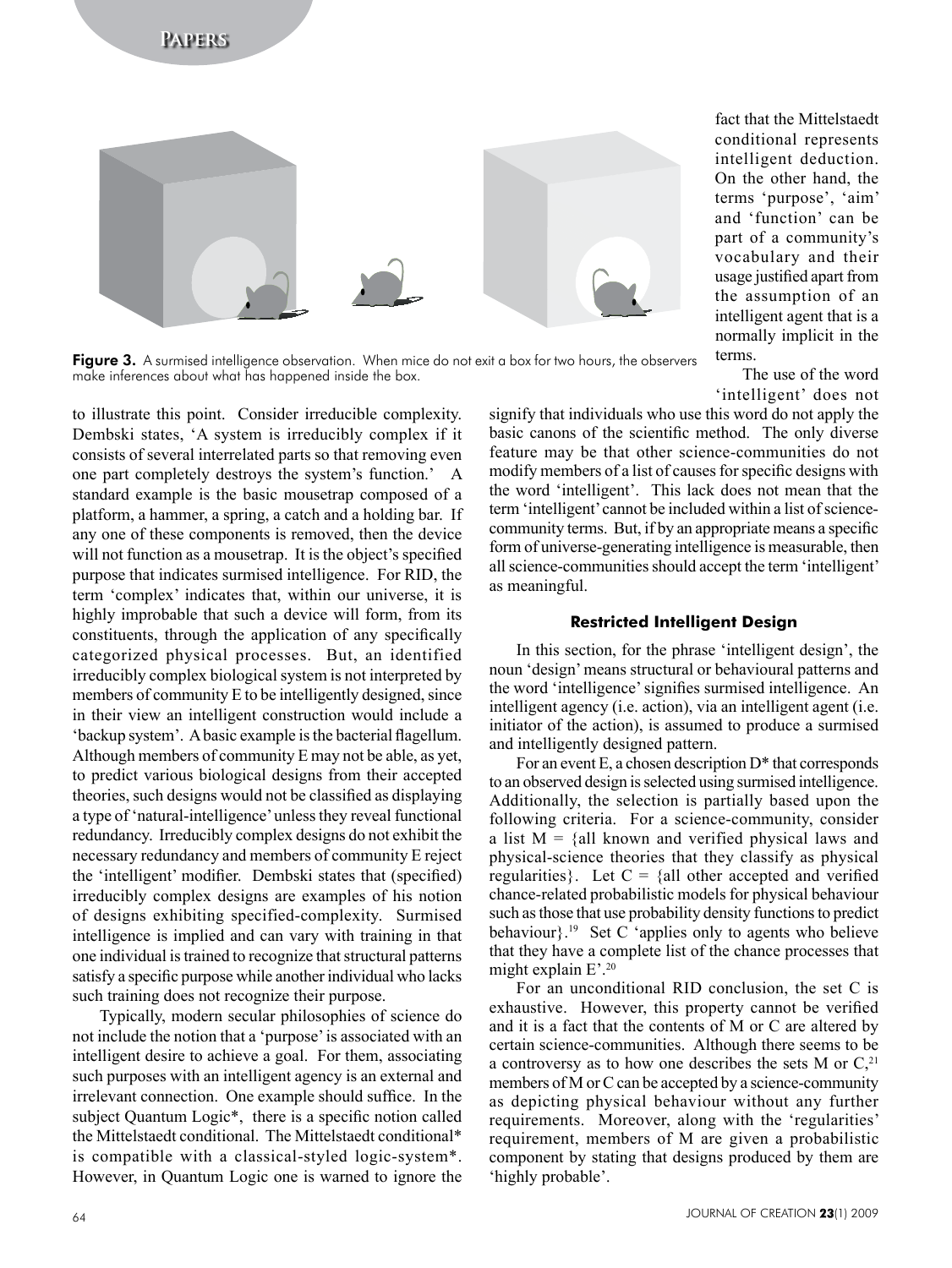fact that the Mittelstaedt conditional represents intelligent deduction. On the other hand, the terms 'purpose', 'aim' and 'function' can be part of a community's vocabulary and their usage justified apart from the assumption of an intelligent agent that is a normally implicit in the terms.

**Figure 3.** A surmised intelligence observation. When mice do not exit a box for two hours, the observers make inferences about what has happened inside the box.

The use of the word 'intelligent' does not signify that individuals who use this word do not apply the basic canons of the scientific method. The only diverse feature may be that other science-communities do not modify members of a list of causes for specific designs with the word 'intelligent'. This lack does not mean that the term 'intelligent' cannot be included within a list of science-community terms. But, if by an appropriate means a specific form of universe-generating intelligence is measurable, then all science-communities should accept the term 'intelligent' as meaningful.

to illustrate this point. Consider irreducible complexity. Dembski states, 'A system is irreducibly complex if it consists of several interrelated parts so that removing even one part completely destroys the system's function.' A standard example is the basic mousetrap composed of a platform, a hammer, a spring, a catch and a holding bar. If any one of these components is removed, then the device will not function as a mousetrap. It is the object's specified purpose that indicates surmised intelligence. For RID, the term 'complex' indicates that, within our universe, it is highly improbable that such a device will form, from its constituents, through the application of any specifically categorized physical processes. But, an identified irreducibly complex biological system is not interpreted by members of community E to be intelligently designed, since in their view an intelligent construction would include a 'backup system'. A basic example is the bacterial flagellum. Although members of community E may not be able, as yet, to predict various biological designs from their accepted theories, such designs would not be classified as displaying a type of 'natural-intelligence' unless they reveal functional redundancy. Irreducibly complex designs do not exhibit the necessary redundancy and members of community E reject the 'intelligent' modifier. Dembski states that (specified) irreducibly complex designs are examples of his notion of designs exhibiting specified-complexity. Surmised intelligence is implied and can vary with training in that one individual is trained to recognize that structural patterns satisfy a specific purpose while another individual who lacks such training does not recognize their purpose.

Typically, modern secular philosophies of science do not include the notion that a 'purpose' is associated with an intelligent desire to achieve a goal. For them, associating such purposes with an intelligent agency is an external and irrelevant connection. One example should suffice. In the subject Quantum Logic*, there is a specific notion called the Mittelstaedt conditional. The Mittelstaedt conditional* is compatible with a classical-styled logic-system*. However, in Quantum Logic one is warned to ignore the

#### Restricted Intelligent Design

In this section, for the phrase 'intelligent design', the noun 'design' means structural or behavioural patterns and the word 'intelligence' signifies surmised intelligence. An intelligent agency (i.e. action), via an intelligent agent (i.e. initiator of the action), is assumed to produce a surmised and intelligently designed pattern.

For an event E, a chosen description D* that corresponds to an observed design is selected using surmised intelligence. Additionally, the selection is partially based upon the following criteria. For a science-community, consider a list M = {all known and verified physical laws and physical-science theories that they classify as physical regularities}. Let C = {all other accepted and verified chance-related probabilistic models for physical behaviour such as those that use probability density functions to predict behaviour}.[19] Set C 'applies only to agents who believe that they have a complete list of the chance processes that might explain E'.[20]

For an unconditional RID conclusion, the set C is exhaustive. However, this property cannot be verified and it is a fact that the contents of M or C are altered by certain science-communities. Although there seems to be a controversy as to how one describes the sets M or C,[21] members of M or C can be accepted by a science-community as depicting physical behaviour without any further requirements. Moreover, along with the 'regularities' requirement, members of M are given a probabilistic component by stating that designs produced by them are 'highly probable'.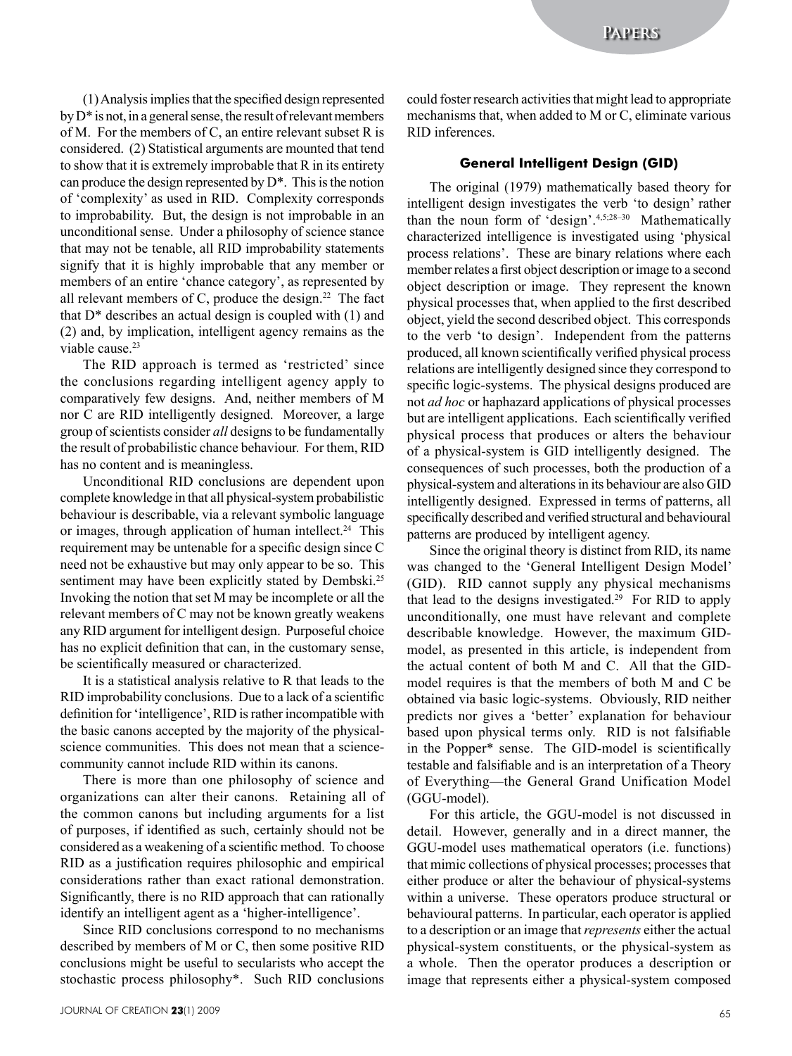(1) Analysis implies that the specified design represented by D* is not, in a general sense, the result of relevant members of M. For the members of C, an entire relevant subset R is considered. (2) Statistical arguments are mounted that tend to show that it is extremely improbable that R in its entirety can produce the design represented by D*. This is the notion of 'complexity' as used in RID. Complexity corresponds to improbability. But, the design is not improbable in an unconditional sense. Under a philosophy of science stance that may not be tenable, all RID improbability statements signify that it is highly improbable that any member or members of an entire 'chance category', as represented by all relevant members of C, produce the design.[22] The fact that D* describes an actual design is coupled with (1) and (2) and, by implication, intelligent agency remains as the viable cause.[23]

The RID approach is termed as 'restricted' since the conclusions regarding intelligent agency apply to comparatively few designs. And, neither members of M nor C are RID intelligently designed. Moreover, a large group of scientists consider *all* designs to be fundamentally the result of probabilistic chance behaviour. For them, RID has no content and is meaningless.

Unconditional RID conclusions are dependent upon complete knowledge in that all physical-system probabilistic behaviour is describable, via a relevant symbolic language or images, through application of human intellect.[24] This requirement may be untenable for a specific design since C need not be exhaustive but may only appear to be so. This sentiment may have been explicitly stated by Dembski.[25] Invoking the notion that set M may be incomplete or all the relevant members of C may not be known greatly weakens any RID argument for intelligent design. Purposeful choice has no explicit definition that can, in the customary sense, be scientifically measured or characterized.

It is a statistical analysis relative to R that leads to the RID improbability conclusions. Due to a lack of a scientific definition for 'intelligence', RID is rather incompatible with the basic canons accepted by the majority of the physical-science communities. This does not mean that a science-community cannot include RID within its canons.

There is more than one philosophy of science and organizations can alter their canons. Retaining all of the common canons but including arguments for a list of purposes, if identified as such, certainly should not be considered as a weakening of a scientific method. To choose RID as a justification requires philosophic and empirical considerations rather than exact rational demonstration. Significantly, there is no RID approach that can rationally identify an intelligent agent as a 'higher-intelligence'.

Since RID conclusions correspond to no mechanisms described by members of M or C, then some positive RID conclusions might be useful to secularists who accept the stochastic process philosophy*. Such RID conclusions could foster research activities that might lead to appropriate mechanisms that, when added to M or C, eliminate various RID inferences.

### General Intelligent Design (GID)

The original (1979) mathematically based theory for intelligent design investigates the verb 'to design' rather than the noun form of 'design'.[4,5;28–30] Mathematically characterized intelligence is investigated using 'physical process relations'. These are binary relations where each member relates a first object description or image to a second object description or image. They represent the known physical processes that, when applied to the first described object, yield the second described object. This corresponds to the verb 'to design'. Independent from the patterns produced, all known scientifically verified physical process relations are intelligently designed since they correspond to specific logic-systems. The physical designs produced are not *ad hoc* or haphazard applications of physical processes but are intelligent applications. Each scientifically verified physical process that produces or alters the behaviour of a physical-system is GID intelligently designed. The consequences of such processes, both the production of a physical-system and alterations in its behaviour are also GID intelligently designed. Expressed in terms of patterns, all specifically described and verified structural and behavioural patterns are produced by intelligent agency.

Since the original theory is distinct from RID, its name was changed to the 'General Intelligent Design Model' (GID). RID cannot supply any physical mechanisms that lead to the designs investigated.[29] For RID to apply unconditionally, one must have relevant and complete describable knowledge. However, the maximum GID-model, as presented in this article, is independent from the actual content of both M and C. All that the GID-model requires is that the members of both M and C be obtained via basic logic-systems. Obviously, RID neither predicts nor gives a 'better' explanation for behaviour based upon physical terms only. RID is not falsifiable in the Popper* sense. The GID-model is scientifically testable and falsifiable and is an interpretation of a Theory of Everything—the General Grand Unification Model (GGU-model).

For this article, the GGU-model is not discussed in detail. However, generally and in a direct manner, the GGU-model uses mathematical operators (i.e. functions) that mimic collections of physical processes; processes that either produce or alter the behaviour of physical-systems within a universe. These operators produce structural or behavioural patterns. In particular, each operator is applied to a description or an image that *represents* either the actual physical-system constituents, or the physical-system as a whole. Then the operator produces a description or image that represents either a physical-system composed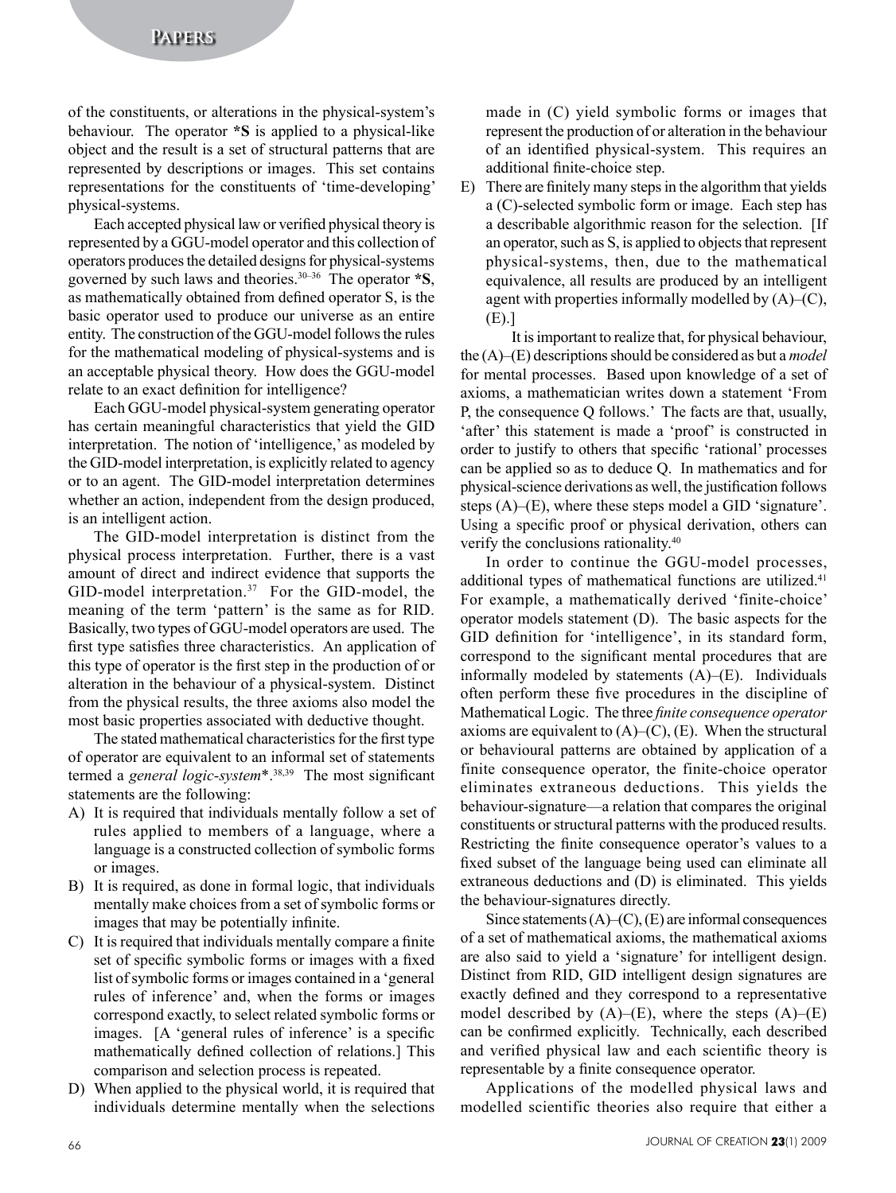of the constituents, or alterations in the physical-system's behaviour. The operator ***S** is applied to a physical-like object and the result is a set of structural patterns that are represented by descriptions or images. This set contains representations for the constituents of 'time-developing' physical-systems.

Each accepted physical law or verified physical theory is represented by a GGU-model operator and this collection of operators produces the detailed designs for physical-systems governed by such laws and theories.[30–36] The operator ***S**, as mathematically obtained from defined operator S, is the basic operator used to produce our universe as an entire entity. The construction of the GGU-model follows the rules for the mathematical modeling of physical-systems and is an acceptable physical theory. How does the GGU-model relate to an exact definition for intelligence?

Each GGU-model physical-system generating operator has certain meaningful characteristics that yield the GID interpretation. The notion of 'intelligence,' as modeled by the GID-model interpretation, is explicitly related to agency or to an agent. The GID-model interpretation determines whether an action, independent from the design produced, is an intelligent action.

The GID-model interpretation is distinct from the physical process interpretation. Further, there is a vast amount of direct and indirect evidence that supports the GID-model interpretation.[37] For the GID-model, the meaning of the term 'pattern' is the same as for RID. Basically, two types of GGU-model operators are used. The first type satisfies three characteristics. An application of this type of operator is the first step in the production of or alteration in the behaviour of a physical-system. Distinct from the physical results, the three axioms also model the most basic properties associated with deductive thought.

The stated mathematical characteristics for the first type of operator are equivalent to an informal set of statements termed a *general logic-system**.[38,39] The most significant statements are the following:

A) It is required that individuals mentally follow a set of rules applied to members of a language, where a language is a constructed collection of symbolic forms or images.
B) It is required, as done in formal logic, that individuals mentally make choices from a set of symbolic forms or images that may be potentially infinite.
C) It is required that individuals mentally compare a finite set of specific symbolic forms or images with a fixed list of symbolic forms or images contained in a 'general rules of inference' and, when the forms or images correspond exactly, to select related symbolic forms or images. [A 'general rules of inference' is a specific mathematically defined collection of relations.] This comparison and selection process is repeated.
D) When applied to the physical world, it is required that individuals determine mentally when the selections made in (C) yield symbolic forms or images that represent the production of or alteration in the behaviour of an identified physical-system. This requires an additional finite-choice step.
E) There are finitely many steps in the algorithm that yields a (C)-selected symbolic form or image. Each step has a describable algorithmic reason for the selection. [If an operator, such as S, is applied to objects that represent physical-systems, then, due to the mathematical equivalence, all results are produced by an intelligent agent with properties informally modelled by (A)–(C), (E).]

It is important to realize that, for physical behaviour, the (A)–(E) descriptions should be considered as but a *model* for mental processes. Based upon knowledge of a set of axioms, a mathematician writes down a statement 'From P, the consequence Q follows.' The facts are that, usually, 'after' this statement is made a 'proof' is constructed in order to justify to others that specific 'rational' processes can be applied so as to deduce Q. In mathematics and for physical-science derivations as well, the justification follows steps (A)–(E), where these steps model a GID 'signature'. Using a specific proof or physical derivation, others can verify the conclusions rationality.[40]

In order to continue the GGU-model processes, additional types of mathematical functions are utilized.[41] For example, a mathematically derived 'finite-choice' operator models statement (D). The basic aspects for the GID definition for 'intelligence', in its standard form, correspond to the significant mental procedures that are informally modeled by statements (A)–(E). Individuals often perform these five procedures in the discipline of Mathematical Logic. The three *finite consequence operator* axioms are equivalent to (A)–(C), (E). When the structural or behavioural patterns are obtained by application of a finite consequence operator, the finite-choice operator eliminates extraneous deductions. This yields the behaviour-signature—a relation that compares the original constituents or structural patterns with the produced results. Restricting the finite consequence operator's values to a fixed subset of the language being used can eliminate all extraneous deductions and (D) is eliminated. This yields the behaviour-signatures directly.

Since statements (A)–(C), (E) are informal consequences of a set of mathematical axioms, the mathematical axioms are also said to yield a 'signature' for intelligent design. Distinct from RID, GID intelligent design signatures are exactly defined and they correspond to a representative model described by (A)–(E), where the steps (A)–(E) can be confirmed explicitly. Technically, each described and verified physical law and each scientific theory is representable by a finite consequence operator.

Applications of the modelled physical laws and modelled scientific theories also require that either a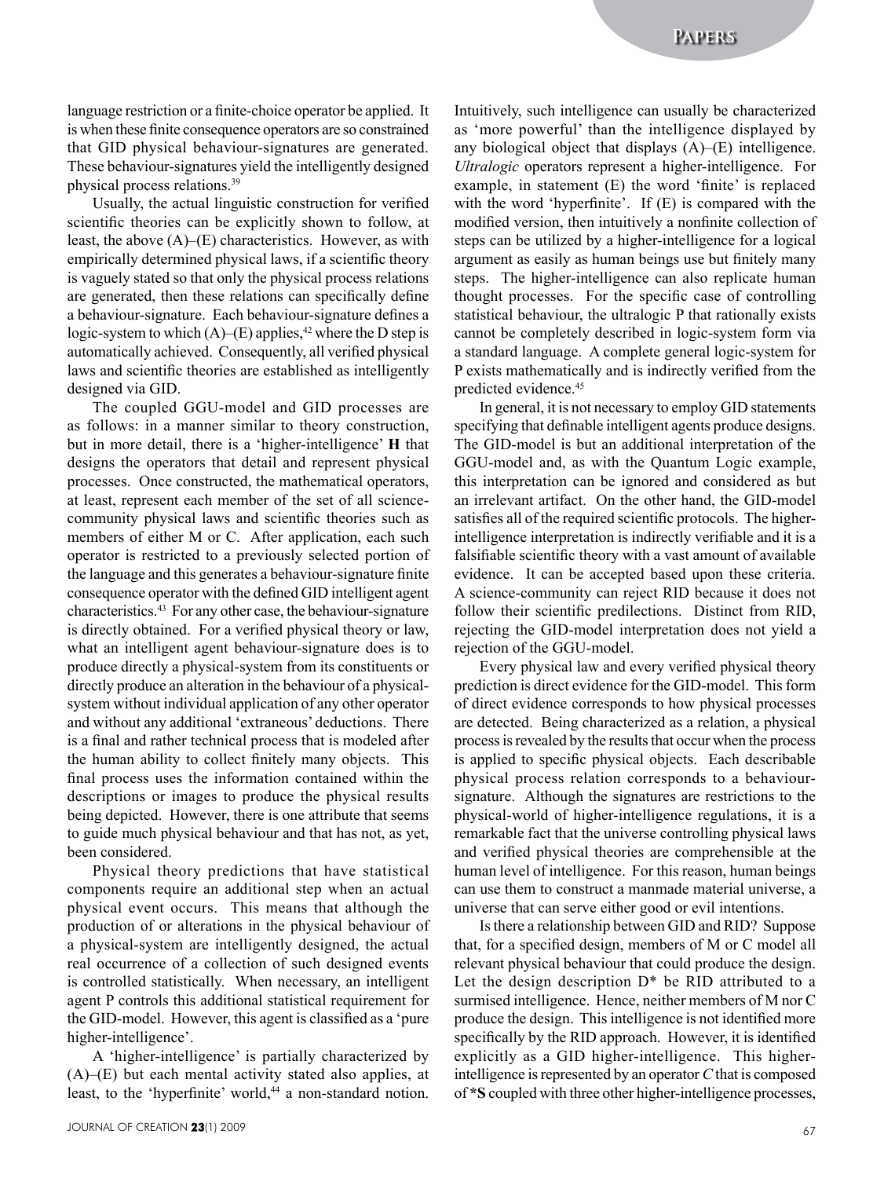language restriction or a finite-choice operator be applied. It is when these finite consequence operators are so constrained that GID physical behaviour-signatures are generated. These behaviour-signatures yield the intelligently designed physical process relations.[39]

Usually, the actual linguistic construction for verified scientific theories can be explicitly shown to follow, at least, the above (A)–(E) characteristics. However, as with empirically determined physical laws, if a scientific theory is vaguely stated so that only the physical process relations are generated, then these relations can specifically define a behaviour-signature. Each behaviour-signature defines a logic-system to which (A)–(E) applies,[42] where the D step is automatically achieved. Consequently, all verified physical laws and scientific theories are established as intelligently designed via GID.

The coupled GGU-model and GID processes are as follows: in a manner similar to theory construction, but in more detail, there is a 'higher-intelligence' **H** that designs the operators that detail and represent physical processes. Once constructed, the mathematical operators, at least, represent each member of the set of all science-community physical laws and scientific theories such as members of either M or C. After application, each such operator is restricted to a previously selected portion of the language and this generates a behaviour-signature finite consequence operator with the defined GID intelligent agent characteristics.[43] For any other case, the behaviour-signature is directly obtained. For a verified physical theory or law, what an intelligent agent behaviour-signature does is to produce directly a physical-system from its constituents or directly produce an alteration in the behaviour of a physical-system without individual application of any other operator and without any additional 'extraneous' deductions. There is a final and rather technical process that is modeled after the human ability to collect finitely many objects. This final process uses the information contained within the descriptions or images to produce the physical results being depicted. However, there is one attribute that seems to guide much physical behaviour and that has not, as yet, been considered.

Physical theory predictions that have statistical components require an additional step when an actual physical event occurs. This means that although the production of or alterations in the physical behaviour of a physical-system are intelligently designed, the actual real occurrence of a collection of such designed events is controlled statistically. When necessary, an intelligent agent P controls this additional statistical requirement for the GID-model. However, this agent is classified as a 'pure higher-intelligence'.

A 'higher-intelligence' is partially characterized by (A)–(E) but each mental activity stated also applies, at least, to the 'hyperfinite' world,[44] a non-standard notion. Intuitively, such intelligence can usually be characterized as 'more powerful' than the intelligence displayed by any biological object that displays (A)–(E) intelligence. *Ultralogic* operators represent a higher-intelligence. For example, in statement (E) the word 'finite' is replaced with the word 'hyperfinite'. If (E) is compared with the modified version, then intuitively a nonfinite collection of steps can be utilized by a higher-intelligence for a logical argument as easily as human beings use but finitely many steps. The higher-intelligence can also replicate human thought processes. For the specific case of controlling statistical behaviour, the ultralogic P that rationally exists cannot be completely described in logic-system form via a standard language. A complete general logic-system for P exists mathematically and is indirectly verified from the predicted evidence.[45]

In general, it is not necessary to employ GID statements specifying that definable intelligent agents produce designs. The GID-model is but an additional interpretation of the GGU-model and, as with the Quantum Logic example, this interpretation can be ignored and considered as but an irrelevant artifact. On the other hand, the GID-model satisfies all of the required scientific protocols. The higher-intelligence interpretation is indirectly verifiable and it is a falsifiable scientific theory with a vast amount of available evidence. It can be accepted based upon these criteria. A science-community can reject RID because it does not follow their scientific predilections. Distinct from RID, rejecting the GID-model interpretation does not yield a rejection of the GGU-model.

Every physical law and every verified physical theory prediction is direct evidence for the GID-model. This form of direct evidence corresponds to how physical processes are detected. Being characterized as a relation, a physical process is revealed by the results that occur when the process is applied to specific physical objects. Each describable physical process relation corresponds to a behaviour-signature. Although the signatures are restrictions to the physical-world of higher-intelligence regulations, it is a remarkable fact that the universe controlling physical laws and verified physical theories are comprehensible at the human level of intelligence. For this reason, human beings can use them to construct a manmade material universe, a universe that can serve either good or evil intentions.

Is there a relationship between GID and RID? Suppose that, for a specified design, members of M or C model all relevant physical behaviour that could produce the design. Let the design description D* be RID attributed to a surmised intelligence. Hence, neither members of M nor C produce the design. This intelligence is not identified more specifically by the RID approach. However, it is identified explicitly as a GID higher-intelligence. This higher-intelligence is represented by an operator *C* that is composed of ***S** coupled with three other higher-intelligence processes,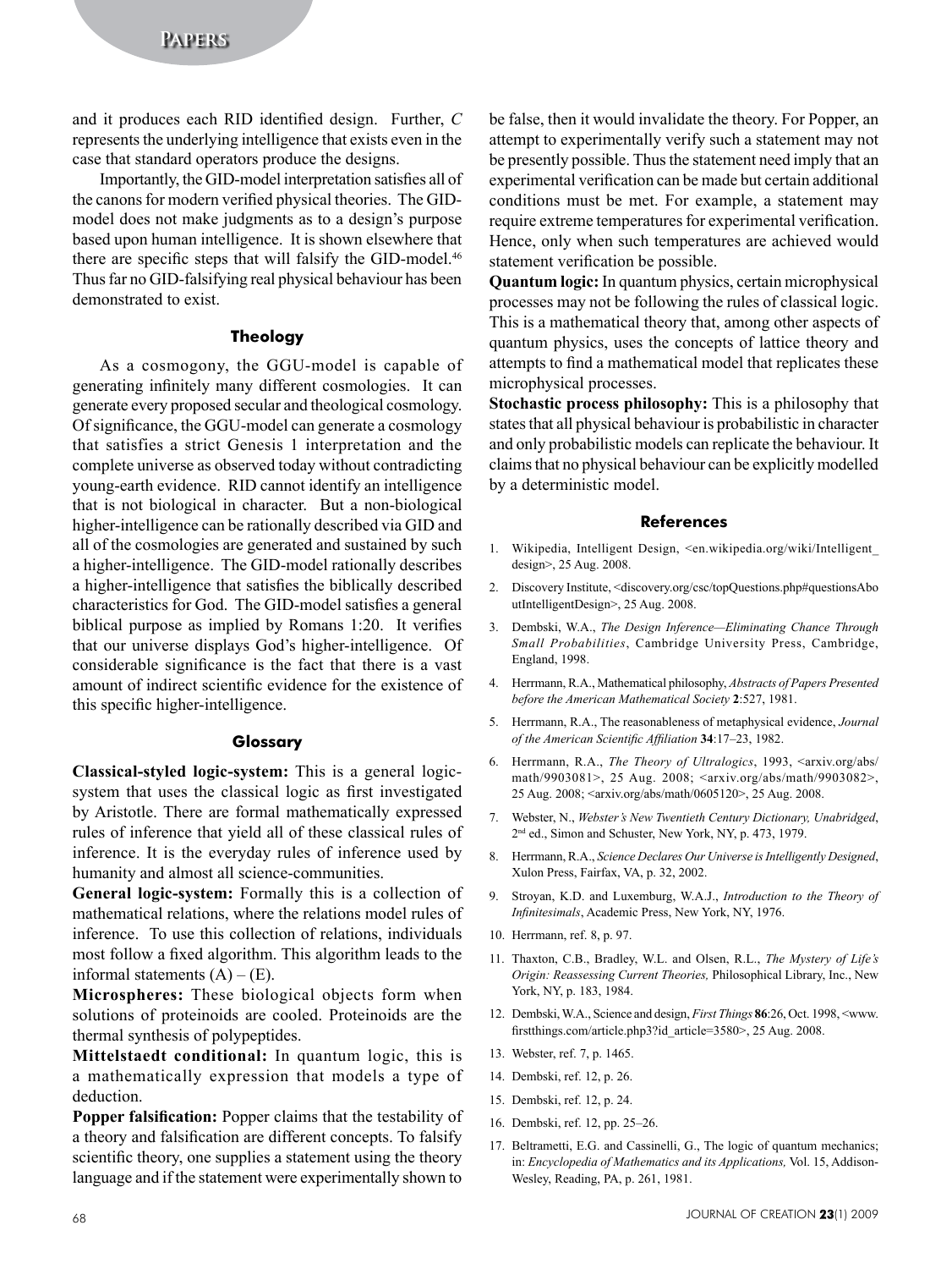and it produces each RID identified design. Further, *C* represents the underlying intelligence that exists even in the case that standard operators produce the designs.

Importantly, the GID-model interpretation satisfies all of the canons for modern verified physical theories. The GID-model does not make judgments as to a design's purpose based upon human intelligence. It is shown elsewhere that there are specific steps that will falsify the GID-model.[46] Thus far no GID-falsifying real physical behaviour has been demonstrated to exist.

## Theology

As a cosmogony, the GGU-model is capable of generating infinitely many different cosmologies. It can generate every proposed secular and theological cosmology. Of significance, the GGU-model can generate a cosmology that satisfies a strict Genesis 1 interpretation and the complete universe as observed today without contradicting young-earth evidence. RID cannot identify an intelligence that is not biological in character. But a non-biological higher-intelligence can be rationally described via GID and all of the cosmologies are generated and sustained by such a higher-intelligence. The GID-model rationally describes a higher-intelligence that satisfies the biblically described characteristics for God. The GID-model satisfies a general biblical purpose as implied by Romans 1:20. It verifies that our universe displays God's higher-intelligence. Of considerable significance is the fact that there is a vast amount of indirect scientific evidence for the existence of this specific higher-intelligence.

## Glossary

**Classical-styled logic-system:** This is a general logic-system that uses the classical logic as first investigated by Aristotle. There are formal mathematically expressed rules of inference that yield all of these classical rules of inference. It is the everyday rules of inference used by humanity and almost all science-communities.

**General logic-system:** Formally this is a collection of mathematical relations, where the relations model rules of inference. To use this collection of relations, individuals most follow a fixed algorithm. This algorithm leads to the informal statements (A) – (E).

**Microspheres:** These biological objects form when solutions of proteinoids are cooled. Proteinoids are the thermal synthesis of polypeptides.

**Mittelstaedt conditional:** In quantum logic, this is a mathematically expression that models a type of deduction.

**Popper falsification:** Popper claims that the testability of a theory and falsification are different concepts. To falsify scientific theory, one supplies a statement using the theory language and if the statement were experimentally shown to be false, then it would invalidate the theory. For Popper, an attempt to experimentally verify such a statement may not be presently possible. Thus the statement need imply that an experimental verification can be made but certain additional conditions must be met. For example, a statement may require extreme temperatures for experimental verification. Hence, only when such temperatures are achieved would statement verification be possible.

**Quantum logic:** In quantum physics, certain microphysical processes may not be following the rules of classical logic. This is a mathematical theory that, among other aspects of quantum physics, uses the concepts of lattice theory and attempts to find a mathematical model that replicates these microphysical processes.

**Stochastic process philosophy:** This is a philosophy that states that all physical behaviour is probabilistic in character and only probabilistic models can replicate the behaviour. It claims that no physical behaviour can be explicitly modelled by a deterministic model.

## References

1. Wikipedia, Intelligent Design, <en.wikipedia.org/wiki/Intelligent_design>, 25 Aug. 2008.
2. Discovery Institute, <discovery.org/csc/topQuestions.php#questionsAboutIntelligentDesign>, 25 Aug. 2008.
3. Dembski, W.A., *The Design Inference—Eliminating Chance Through Small Probabilities*, Cambridge University Press, Cambridge, England, 1998.
4. Herrmann, R.A., Mathematical philosophy, *Abstracts of Papers Presented before the American Mathematical Society* **2**:527, 1981.
5. Herrmann, R.A., The reasonableness of metaphysical evidence, *Journal of the American Scientific Affiliation* **34**:17–23, 1982.
6. Herrmann, R.A., *The Theory of Ultralogics*, 1993, <arxiv.org/abs/math/9903081>, 25 Aug. 2008; <arxiv.org/abs/math/9903082>, 25 Aug. 2008; <arxiv.org/abs/math/0605120>, 25 Aug. 2008.
7. Webster, N., *Webster's New Twentieth Century Dictionary, Unabridged*, 2nd ed., Simon and Schuster, New York, NY, p. 473, 1979.
8. Herrmann, R.A., *Science Declares Our Universe is Intelligently Designed*, Xulon Press, Fairfax, VA, p. 32, 2002.
9. Stroyan, K.D. and Luxemburg, W.A.J., *Introduction to the Theory of Infinitesimals*, Academic Press, New York, NY, 1976.
10. Herrmann, ref. 8, p. 97.
11. Thaxton, C.B., Bradley, W.L. and Olsen, R.L., *The Mystery of Life's Origin: Reassessing Current Theories,* Philosophical Library, Inc., New York, NY, p. 183, 1984.
12. Dembski, W.A., Science and design, *First Things* **86**:26, Oct. 1998, <www.firstthings.com/article.php3?id_article=3580>, 25 Aug. 2008.
13. Webster, ref. 7, p. 1465.
14. Dembski, ref. 12, p. 26.
15. Dembski, ref. 12, p. 24.
16. Dembski, ref. 12, pp. 25–26.
17. Beltrametti, E.G. and Cassinelli, G., The logic of quantum mechanics; in: *Encyclopedia of Mathematics and its Applications,* Vol. 15, Addison-Wesley, Reading, PA, p. 261, 1981.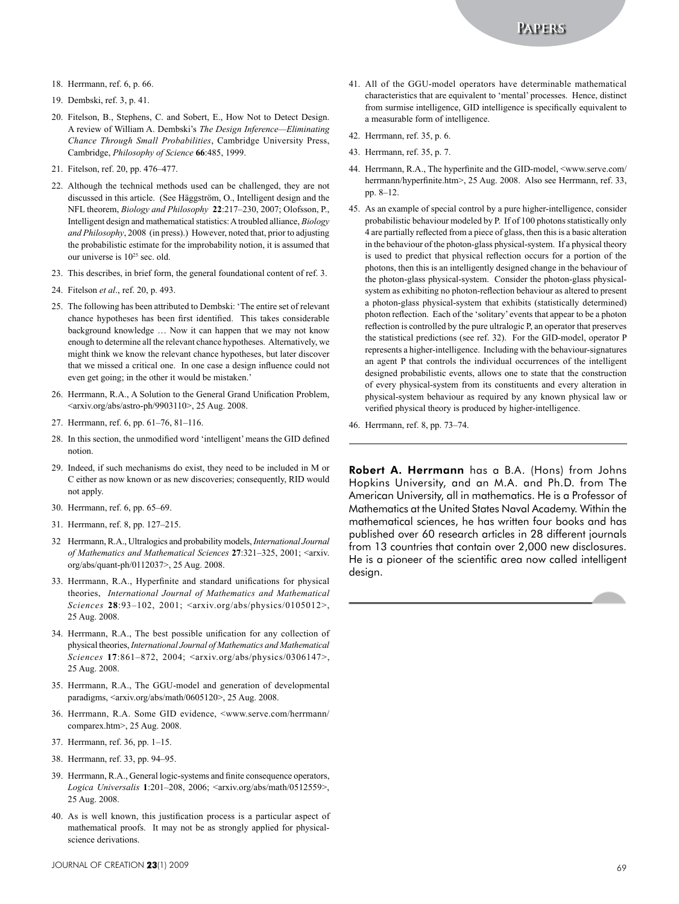18. Herrmann, ref. 6, p. 66.
19. Dembski, ref. 3, p. 41.
20. Fitelson, B., Stephens, C. and Sobert, E., How Not to Detect Design. A review of William A. Dembski's *The Design Inference—Eliminating Chance Through Small Probabilities*, Cambridge University Press, Cambridge, *Philosophy of Science* **66**:485, 1999.
21. Fitelson, ref. 20, pp. 476–477.
22. Although the technical methods used can be challenged, they are not discussed in this article. (See Häggström, O., Intelligent design and the NFL theorem, *Biology and Philosophy* **22**:217–230, 2007; Olofsson, P., Intelligent design and mathematical statistics: A troubled alliance, *Biology and Philosophy*, 2008 (in press).) However, noted that, prior to adjusting the probabilistic estimate for the improbability notion, it is assumed that our universe is $10^{25}$ sec. old.
23. This describes, in brief form, the general foundational content of ref. 3.
24. Fitelson *et al*., ref. 20, p. 493.
25. The following has been attributed to Dembski: 'The entire set of relevant chance hypotheses has been first identified. This takes considerable background knowledge … Now it can happen that we may not know enough to determine all the relevant chance hypotheses. Alternatively, we might think we know the relevant chance hypotheses, but later discover that we missed a critical one. In one case a design influence could not even get going; in the other it would be mistaken.'
26. Herrmann, R.A., A Solution to the General Grand Unification Problem, <arxiv.org/abs/astro-ph/9903110>, 25 Aug. 2008.
27. Herrmann, ref. 6, pp. 61–76, 81–116.
28. In this section, the unmodified word 'intelligent' means the GID defined notion.
29. Indeed, if such mechanisms do exist, they need to be included in M or C either as now known or as new discoveries; consequently, RID would not apply.
30. Herrmann, ref. 6, pp. 65–69.
31. Herrmann, ref. 8, pp. 127–215.
32. Herrmann, R.A., Ultralogics and probability models, *International Journal of Mathematics and Mathematical Sciences* **27**:321–325, 2001; <arxiv.org/abs/quant-ph/0112037>, 25 Aug. 2008.
33. Herrmann, R.A., Hyperfinite and standard unifications for physical theories, *International Journal of Mathematics and Mathematical Sciences* **28**:93–102, 2001; <arxiv.org/abs/physics/0105012>, 25 Aug. 2008.
34. Herrmann, R.A., The best possible unification for any collection of physical theories, *International Journal of Mathematics and Mathematical Sciences* **17**:861–872, 2004; <arxiv.org/abs/physics/0306147>, 25 Aug. 2008.
35. Herrmann, R.A., The GGU-model and generation of developmental paradigms, <arxiv.org/abs/math/0605120>, 25 Aug. 2008.
36. Herrmann, R.A. Some GID evidence, <www.serve.com/herrmann/comparex.htm>, 25 Aug. 2008.
37. Herrmann, ref. 36, pp. 1–15.
38. Herrmann, ref. 33, pp. 94–95.
39. Herrmann, R.A., General logic-systems and finite consequence operators, *Logica Universalis* **1**:201–208, 2006; <arxiv.org/abs/math/0512559>, 25 Aug. 2008.
40. As is well known, this justification process is a particular aspect of mathematical proofs. It may not be as strongly applied for physical-science derivations.
41. All of the GGU-model operators have determinable mathematical characteristics that are equivalent to 'mental' processes. Hence, distinct from surmise intelligence, GID intelligence is specifically equivalent to a measurable form of intelligence.
42. Herrmann, ref. 35, p. 6.
43. Herrmann, ref. 35, p. 7.
44. Herrmann, R.A., The hyperfinite and the GID-model, <www.serve.com/herrmann/hyperfinite.htm>, 25 Aug. 2008. Also see Herrmann, ref. 33, pp. 8–12.
45. As an example of special control by a pure higher-intelligence, consider probabilistic behaviour modeled by P. If of 100 photons statistically only 4 are partially reflected from a piece of glass, then this is a basic alteration in the behaviour of the photon-glass physical-system. If a physical theory is used to predict that physical reflection occurs for a portion of the photons, then this is an intelligently designed change in the behaviour of the photon-glass physical-system. Consider the photon-glass physical-system as exhibiting no photon-reflection behaviour as altered to present a photon-glass physical-system that exhibits (statistically determined) photon reflection. Each of the 'solitary' events that appear to be a photon reflection is controlled by the pure ultralogic P, an operator that preserves the statistical predictions (see ref. 32). For the GID-model, operator P represents a higher-intelligence. Including with the behaviour-signatures an agent P that controls the individual occurrences of the intelligent designed probabilistic events, allows one to state that the construction of every physical-system from its constituents and every alteration in physical-system behaviour as required by any known physical law or verified physical theory is produced by higher-intelligence.
46. Herrmann, ref. 8, pp. 73–74.

**Robert A. Herrmann** has a B.A. (Hons) from Johns Hopkins University, and an M.A. and Ph.D. from The American University, all in mathematics. He is a Professor of Mathematics at the United States Naval Academy. Within the mathematical sciences, he has written four books and has published over 60 research articles in 28 different journals from 13 countries that contain over 2,000 new disclosures. He is a pioneer of the scientific area now called intelligent design.